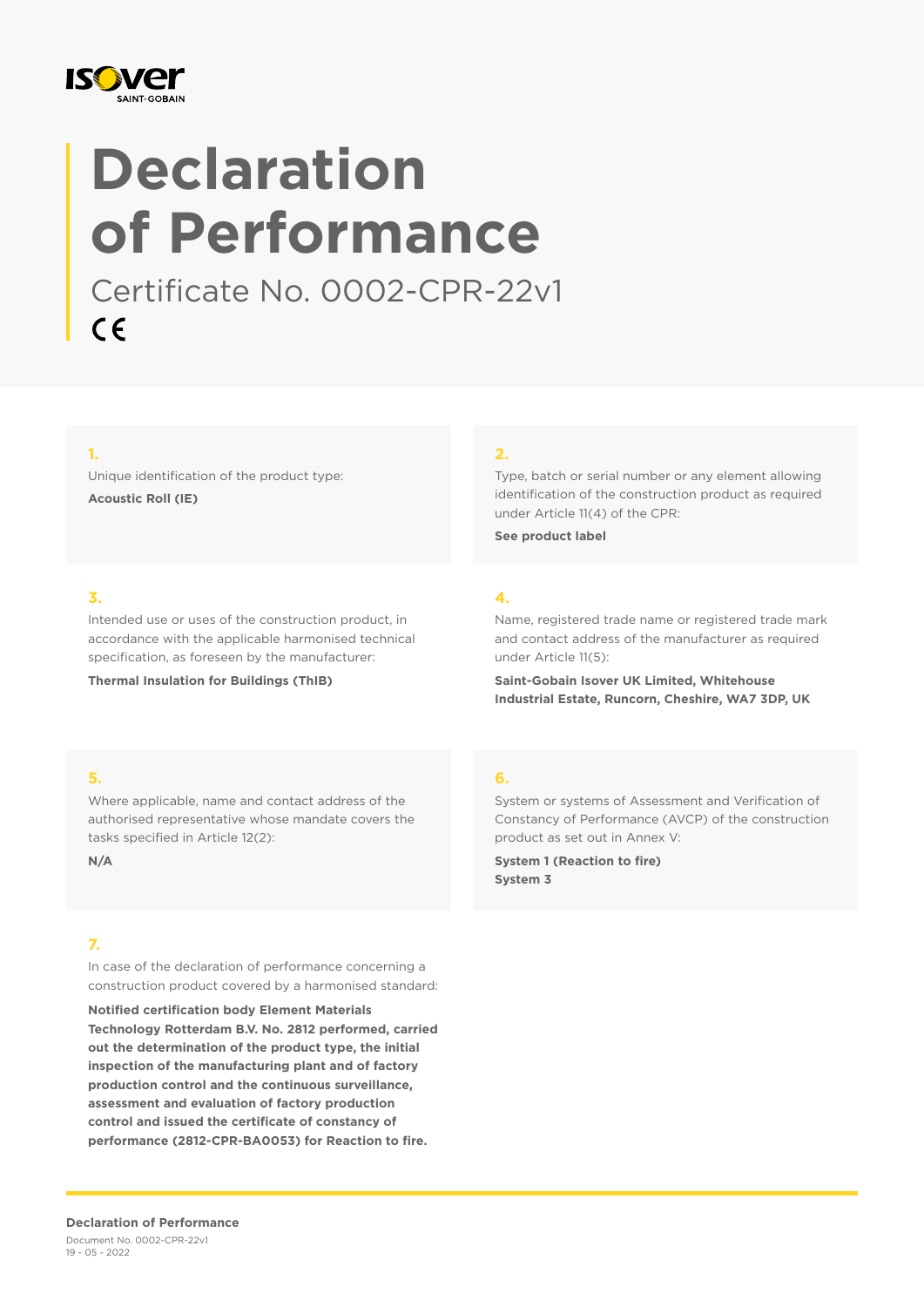# Declaration of Performance

Certificate No. 0002-CPR-22v1

CE

**1.**

Unique identification of the product type:

**Acoustic Roll (IE)**

**2.**

Type, batch or serial number or any element allowing identification of the construction product as required under Article 11(4) of the CPR:

**See product label**

**3.**

Intended use or uses of the construction product, in accordance with the applicable harmonised technical specification, as foreseen by the manufacturer:

**Thermal Insulation for Buildings (ThIB)**

**4.**

Name, registered trade name or registered trade mark and contact address of the manufacturer as required under Article 11(5):

**Saint-Gobain Isover UK Limited, Whitehouse Industrial Estate, Runcorn, Cheshire, WA7 3DP, UK**

**5.**

Where applicable, name and contact address of the authorised representative whose mandate covers the tasks specified in Article 12(2):

**N/A**

**6.**

System or systems of Assessment and Verification of Constancy of Performance (AVCP) of the construction product as set out in Annex V:

**System 1 (Reaction to fire)**
**System 3**

**7.**

In case of the declaration of performance concerning a construction product covered by a harmonised standard:

**Notified certification body Element Materials Technology Rotterdam B.V. No. 2812 performed, carried out the determination of the product type, the initial inspection of the manufacturing plant and of factory production control and the continuous surveillance, assessment and evaluation of factory production control and issued the certificate of constancy of performance (2812-CPR-BA0053) for Reaction to fire.**

**Declaration of Performance**
Document No. 0002-CPR-22v1
19 - 05 - 2022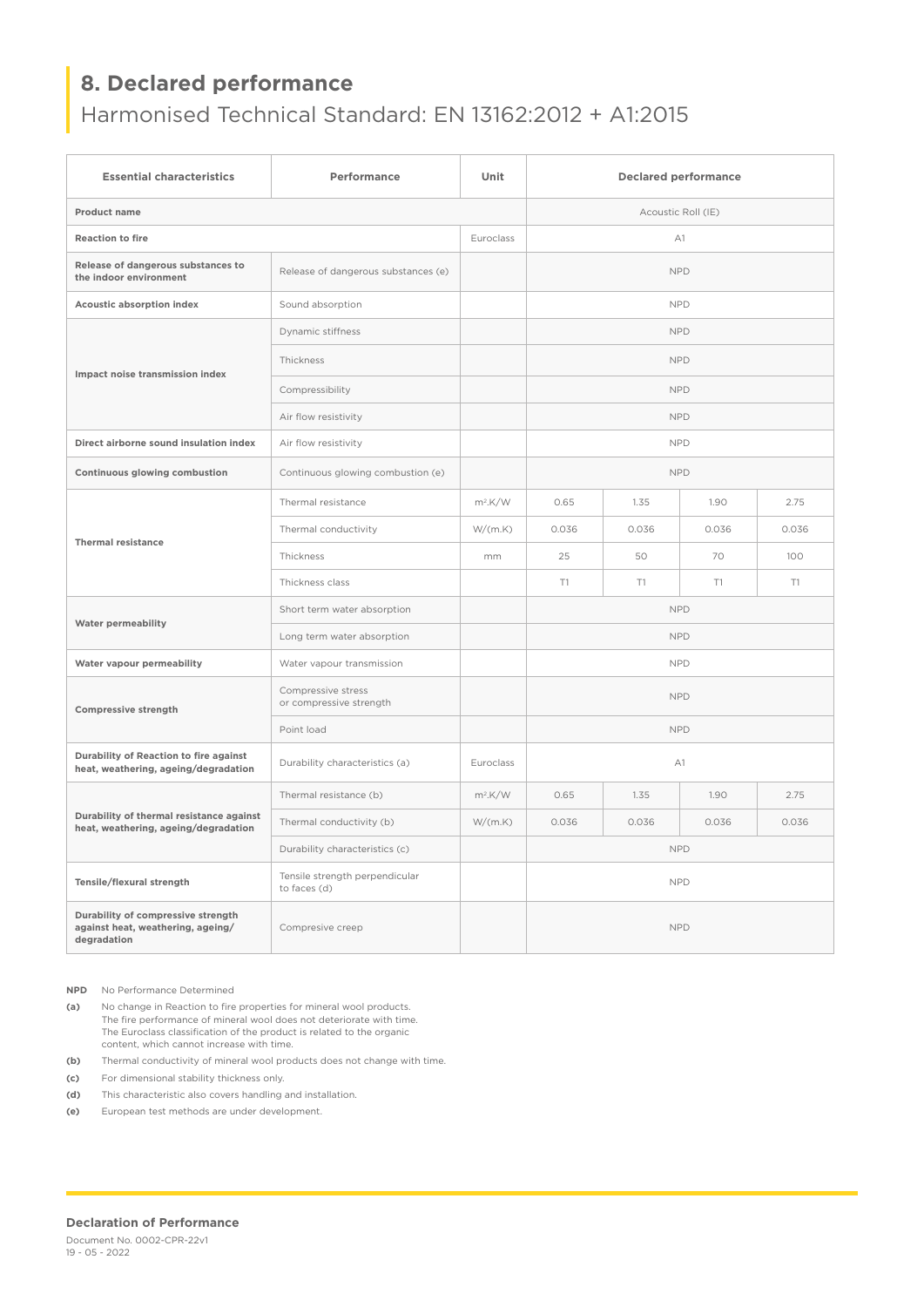## 8. Declared performance

Harmonised Technical Standard: EN 13162:2012 + A1:2015

| Essential characteristics | Performance | Unit | Declared performance | | | |
|---|---|---|---|---|---|---|
| **Product name** | | | Acoustic Roll (IE) | | | |
| **Reaction to fire** | | Euroclass | A1 | | | |
| **Release of dangerous substances to the indoor environment** | Release of dangerous substances (e) | | NPD | | | |
| **Acoustic absorption index** | Sound absorption | | NPD | | | |
| **Impact noise transmission index** | Dynamic stiffness | | NPD | | | |
| | Thickness | | NPD | | | |
| | Compressibility | | NPD | | | |
| | Air flow resistivity | | NPD | | | |
| **Direct airborne sound insulation index** | Air flow resistivity | | NPD | | | |
| **Continuous glowing combustion** | Continuous glowing combustion (e) | | NPD | | | |
| **Thermal resistance** | Thermal resistance | $m^2.K/W$ | 0.65 | 1.35 | 1.90 | 2.75 |
| | Thermal conductivity | W/(m.K) | 0.036 | 0.036 | 0.036 | 0.036 |
| | Thickness | mm | 25 | 50 | 70 | 100 |
| | Thickness class | | T1 | T1 | T1 | T1 |
| **Water permeability** | Short term water absorption | | NPD | | | |
| | Long term water absorption | | NPD | | | |
| **Water vapour permeability** | Water vapour transmission | | NPD | | | |
| **Compressive strength** | Compressive stress or compressive strength | | NPD | | | |
| | Point load | | NPD | | | |
| **Durability of Reaction to fire against heat, weathering, ageing/degradation** | Durability characteristics (a) | Euroclass | A1 | | | |
| **Durability of thermal resistance against heat, weathering, ageing/degradation** | Thermal resistance (b) | $m^2.K/W$ | 0.65 | 1.35 | 1.90 | 2.75 |
| | Thermal conductivity (b) | W/(m.K) | 0.036 | 0.036 | 0.036 | 0.036 |
| | Durability characteristics (c) | | NPD | | | |
| **Tensile/flexural strength** | Tensile strength perpendicular to faces (d) | | NPD | | | |
| **Durability of compressive strength against heat, weathering, ageing/ degradation** | Compresive creep | | NPD | | | |

**NPD** No Performance Determined

**(a)** No change in Reaction to fire properties for mineral wool products. The fire performance of mineral wool does not deteriorate with time. The Euroclass classification of the product is related to the organic content, which cannot increase with time.

**(b)** Thermal conductivity of mineral wool products does not change with time.

**(c)** For dimensional stability thickness only.

**(d)** This characteristic also covers handling and installation.

**(e)** European test methods are under development.

**Declaration of Performance**

Document No. 0002-CPR-22v1
19 - 05 - 2022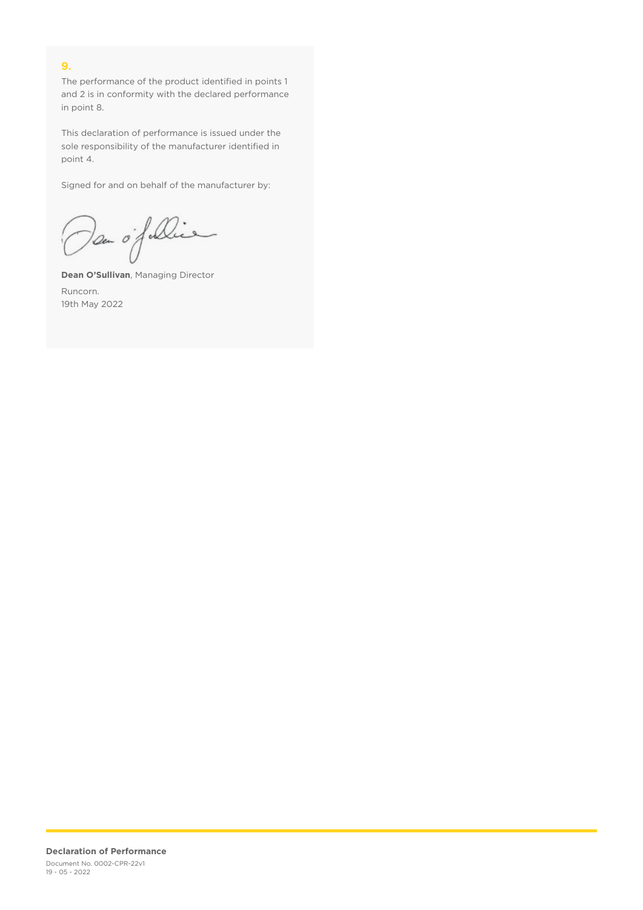## 9.

The performance of the product identified in points 1 and 2 is in conformity with the declared performance in point 8.

This declaration of performance is issued under the sole responsibility of the manufacturer identified in point 4.

Signed for and on behalf of the manufacturer by:

**Dean O'Sullivan**, Managing Director

Runcorn.
19th May 2022

**Declaration of Performance**
Document No. 0002-CPR-22v1
19 - 05 - 2022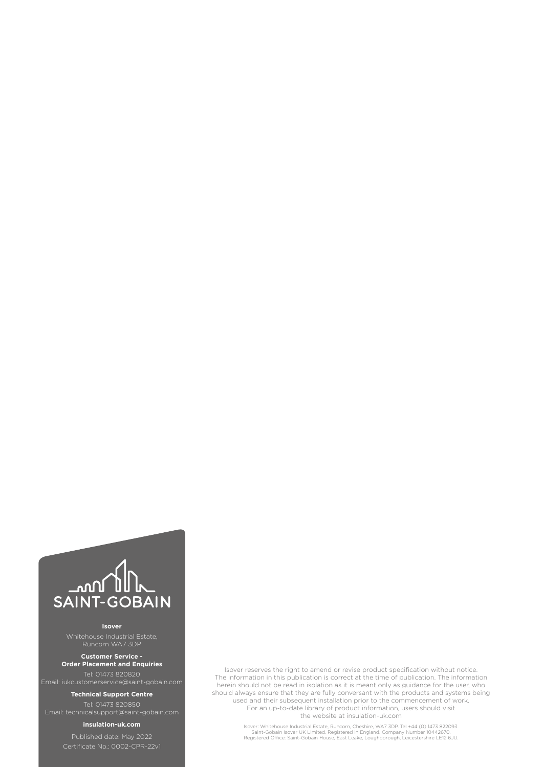SAINT-GOBAIN

**Isover**

Whitehouse Industrial Estate,
Runcorn WA7 3DP

**Customer Service -**
**Order Placement and Enquiries**

Tel: 01473 820820
Email: iukcustomerservice@saint-gobain.com

**Technical Support Centre**

Tel: 01473 820850
Email: technicalsupport@saint-gobain.com

**insulation-uk.com**

Published date: May 2022
Certificate No.: 0002-CPR-22v1

Isover reserves the right to amend or revise product specification without notice. The information in this publication is correct at the time of publication. The information herein should not be read in isolation as it is meant only as guidance for the user, who should always ensure that they are fully conversant with the products and systems being used and their subsequent installation prior to the commencement of work. For an up-to-date library of product information, users should visit the website at insulation-uk.com

Isover: Whitehouse Industrial Estate, Runcorn, Cheshire, WA7 3DP. Tel +44 (0) 1473 822093.
Saint-Gobain Isover UK Limited, Registered in England. Company Number 10442670.
Registered Office: Saint-Gobain House, East Leake, Loughborough, Leicestershire LE12 6JU.